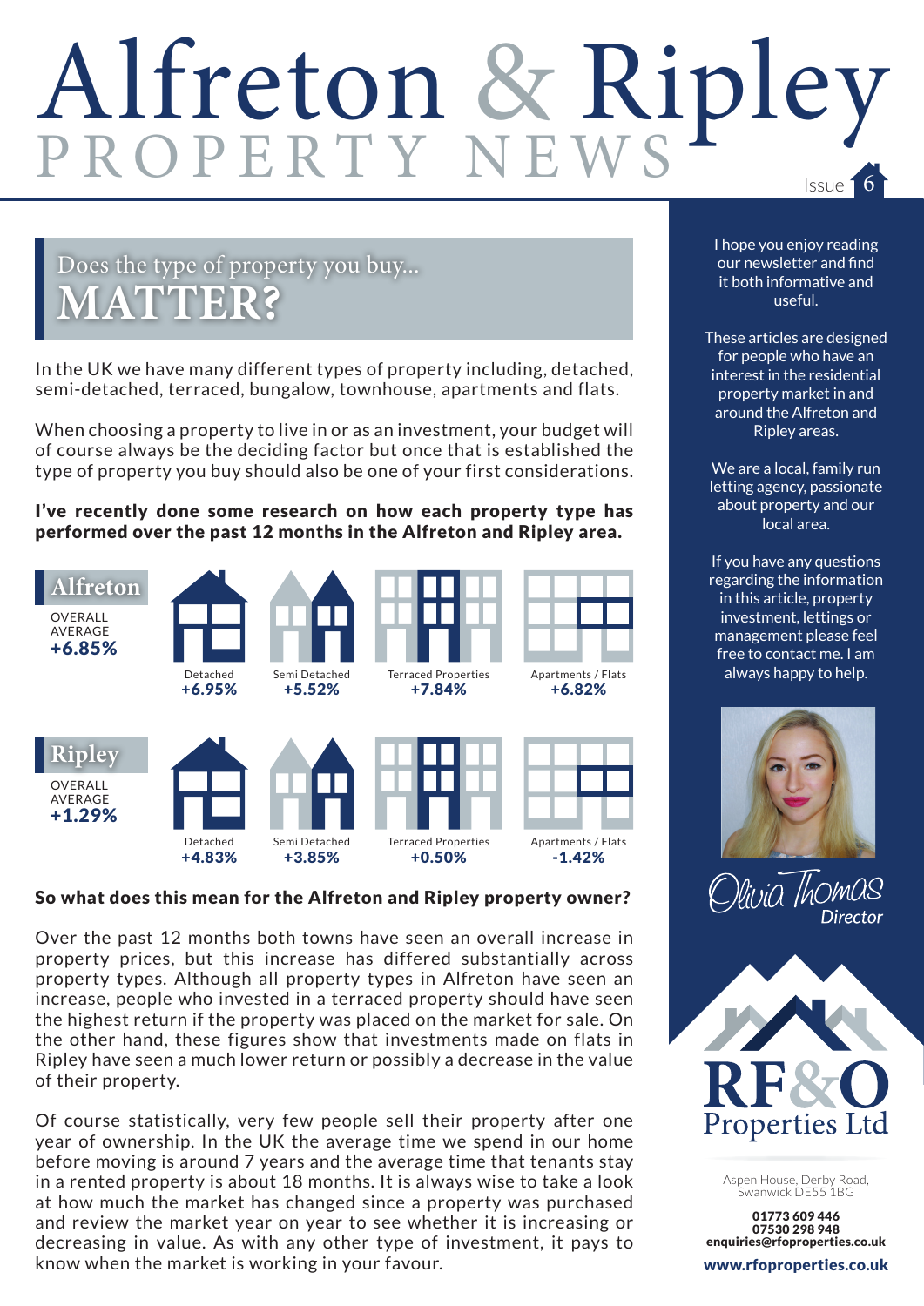# Alfreton & Ripley
## PROPERTY NEWS

Issue 6

## Does the type of property you buy... MATTER?

In the UK we have many different types of property including, detached, semi-detached, terraced, bungalow, townhouse, apartments and flats.

When choosing a property to live in or as an investment, your budget will of course always be the deciding factor but once that is established the type of property you buy should also be one of your first considerations.

**I've recently done some research on how each property type has performed over the past 12 months in the Alfreton and Ripley area.**

**Alfreton**

OVERALL AVERAGE
**+6.85%**

Detached
**+6.95%**

Semi Detached
**+5.52%**

Terraced Properties
**+7.84%**

Apartments / Flats
**+6.82%**

**Ripley**

OVERALL AVERAGE
**+1.29%**

Detached
**+4.83%**

Semi Detached
**+3.85%**

Terraced Properties
**+0.50%**

Apartments / Flats
**-1.42%**

**So what does this mean for the Alfreton and Ripley property owner?**

Over the past 12 months both towns have seen an overall increase in property prices, but this increase has differed substantially across property types. Although all property types in Alfreton have seen an increase, people who invested in a terraced property should have seen the highest return if the property was placed on the market for sale. On the other hand, these figures show that investments made on flats in Ripley have seen a much lower return or possibly a decrease in the value of their property.

Of course statistically, very few people sell their property after one year of ownership. In the UK the average time we spend in our home before moving is around 7 years and the average time that tenants stay in a rented property is about 18 months. It is always wise to take a look at how much the market has changed since a property was purchased and review the market year on year to see whether it is increasing or decreasing in value. As with any other type of investment, it pays to know when the market is working in your favour.

I hope you enjoy reading our newsletter and find it both informative and useful.

These articles are designed for people who have an interest in the residential property market in and around the Alfreton and Ripley areas.

We are a local, family run letting agency, passionate about property and our local area.

If you have any questions regarding the information in this article, property investment, lettings or management please feel free to contact me. I am always happy to help.

*Olivia Thomas*
*Director*

RF&O Properties Ltd

Aspen House, Derby Road, Swanwick DE55 1BG

**01773 609 446**
**07530 298 948**
**enquiries@rfoproperties.co.uk**

**www.rfoproperties.co.uk**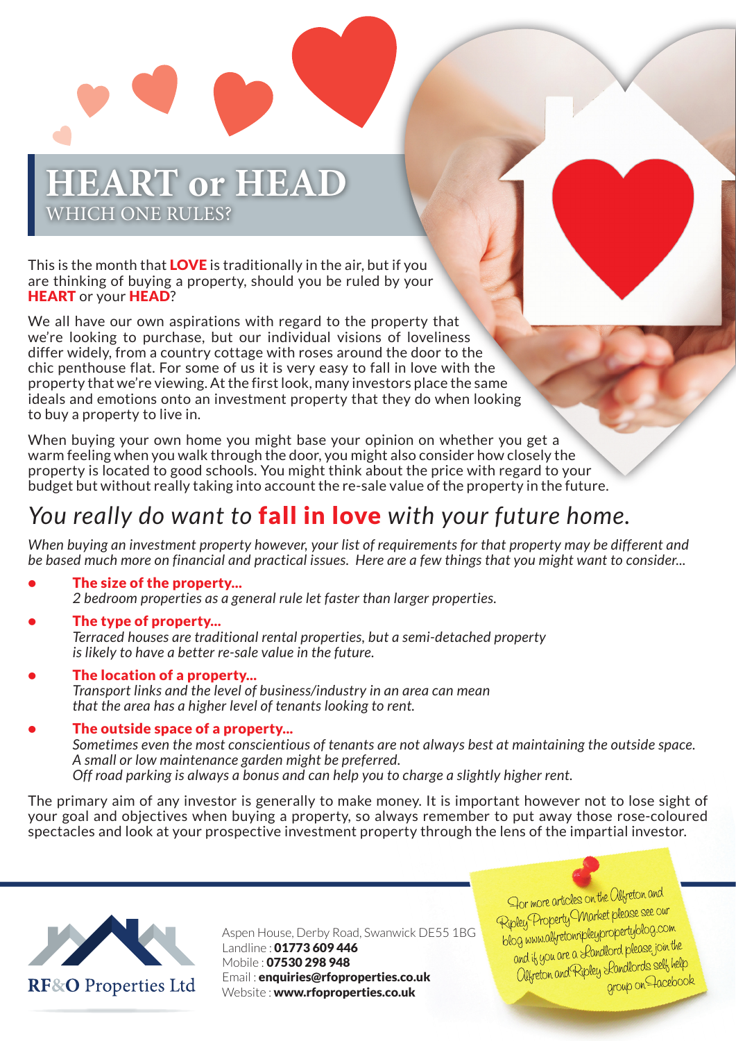# HEART or HEAD

## WHICH ONE RULES?

This is the month that **LOVE** is traditionally in the air, but if you are thinking of buying a property, should you be ruled by your **HEART** or your **HEAD**?

We all have our own aspirations with regard to the property that we're looking to purchase, but our individual visions of loveliness differ widely, from a country cottage with roses around the door to the chic penthouse flat. For some of us it is very easy to fall in love with the property that we're viewing. At the first look, many investors place the same ideals and emotions onto an investment property that they do when looking to buy a property to live in.

When buying your own home you might base your opinion on whether you get a warm feeling when you walk through the door, you might also consider how closely the property is located to good schools. You might think about the price with regard to your budget but without really taking into account the re-sale value of the property in the future.

## *You really do want to **fall in love** with your future home.*

*When buying an investment property however, your list of requirements for that property may be different and be based much more on financial and practical issues. Here are a few things that you might want to consider...*

- **The size of the property...**
  *2 bedroom properties as a general rule let faster than larger properties.*
- **The type of property...**
  *Terraced houses are traditional rental properties, but a semi-detached property is likely to have a better re-sale value in the future.*
- **The location of a property...**
  *Transport links and the level of business/industry in an area can mean that the area has a higher level of tenants looking to rent.*
- **The outside space of a property...**
  *Sometimes even the most conscientious of tenants are not always best at maintaining the outside space. A small or low maintenance garden might be preferred.*
  *Off road parking is always a bonus and can help you to charge a slightly higher rent.*

The primary aim of any investor is generally to make money. It is important however not to lose sight of your goal and objectives when buying a property, so always remember to put away those rose-coloured spectacles and look at your prospective investment property through the lens of the impartial investor.

RF&O Properties Ltd

Aspen House, Derby Road, Swanwick DE55 1BG
Landline : **01773 609 446**
Mobile : **07530 298 948**
Email : **enquiries@rfoproperties.co.uk**
Website : **www.rfoproperties.co.uk**

For more articles on the Alfreton and Ripley Property Market please see our blog www.alfretonripleypropertyblog.com and if you are a Landlord please join the Alfreton and Ripley Landlords self help group on Facebook